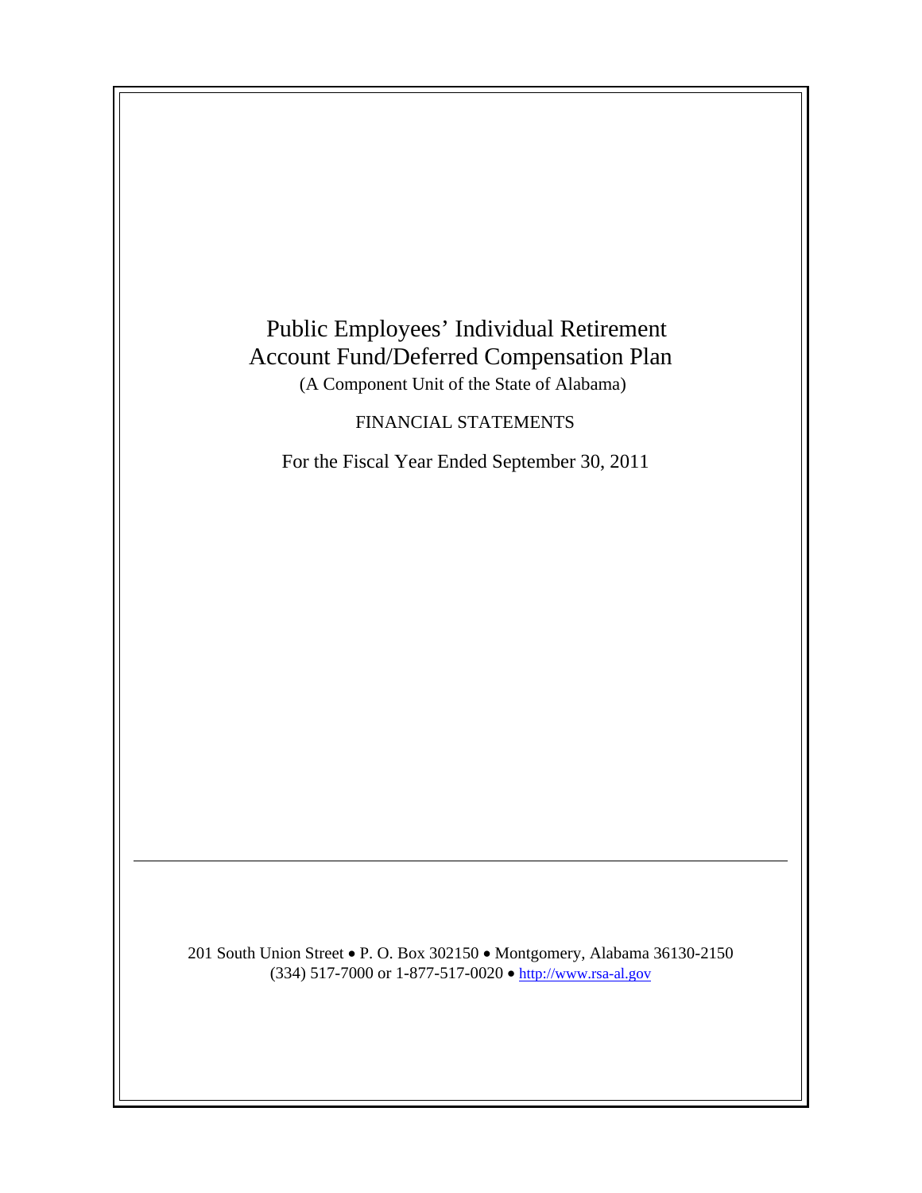# Public Employees' Individual Retirement Account Fund/Deferred Compensation Plan

(A Component Unit of the State of Alabama)

FINANCIAL STATEMENTS

For the Fiscal Year Ended September 30, 2011

---

201 South Union Street • P. O. Box 302150 • Montgomery, Alabama 36130-2150
(334) 517-7000 or 1-877-517-0020 • http://www.rsa-al.gov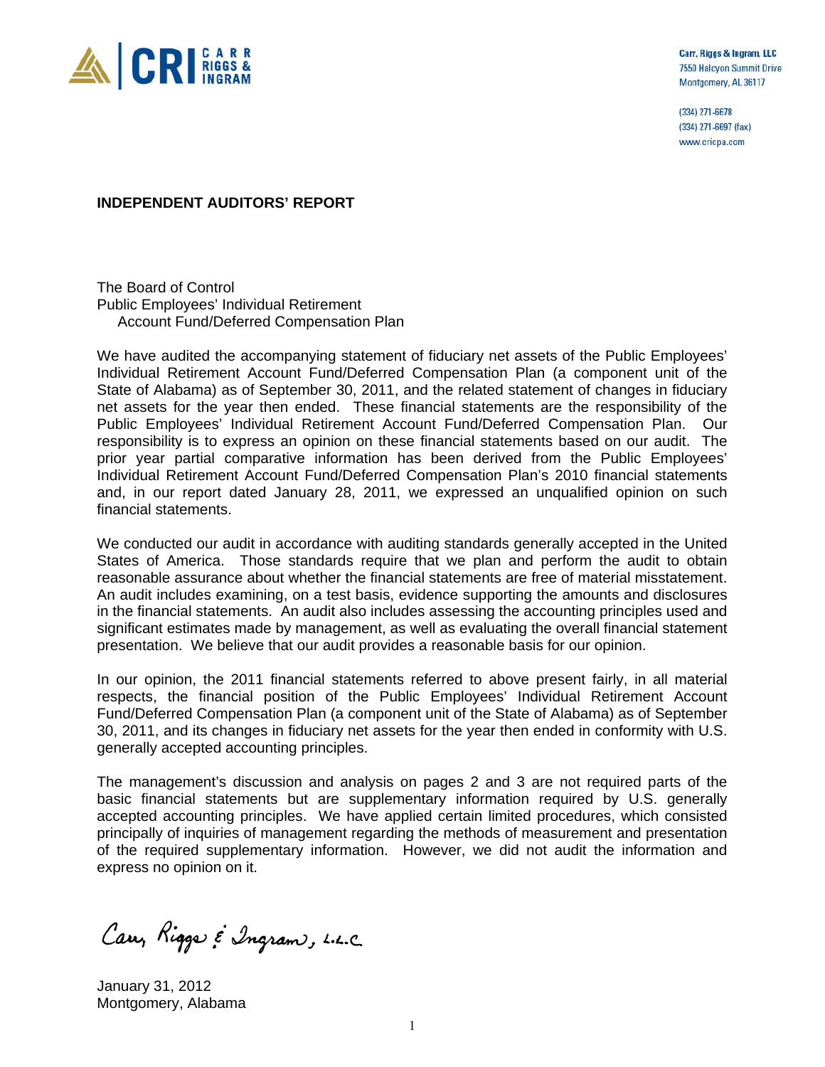Carr, Riggs & Ingram, LLC
7550 Halcyon Summit Drive
Montgomery, AL 36117

(334) 271-6678
(334) 271-6697 (fax)
www.cricpa.com

## INDEPENDENT AUDITORS' REPORT

The Board of Control
Public Employees' Individual Retirement
Account Fund/Deferred Compensation Plan

We have audited the accompanying statement of fiduciary net assets of the Public Employees' Individual Retirement Account Fund/Deferred Compensation Plan (a component unit of the State of Alabama) as of September 30, 2011, and the related statement of changes in fiduciary net assets for the year then ended. These financial statements are the responsibility of the Public Employees' Individual Retirement Account Fund/Deferred Compensation Plan. Our responsibility is to express an opinion on these financial statements based on our audit. The prior year partial comparative information has been derived from the Public Employees' Individual Retirement Account Fund/Deferred Compensation Plan's 2010 financial statements and, in our report dated January 28, 2011, we expressed an unqualified opinion on such financial statements.

We conducted our audit in accordance with auditing standards generally accepted in the United States of America. Those standards require that we plan and perform the audit to obtain reasonable assurance about whether the financial statements are free of material misstatement. An audit includes examining, on a test basis, evidence supporting the amounts and disclosures in the financial statements. An audit also includes assessing the accounting principles used and significant estimates made by management, as well as evaluating the overall financial statement presentation. We believe that our audit provides a reasonable basis for our opinion.

In our opinion, the 2011 financial statements referred to above present fairly, in all material respects, the financial position of the Public Employees' Individual Retirement Account Fund/Deferred Compensation Plan (a component unit of the State of Alabama) as of September 30, 2011, and its changes in fiduciary net assets for the year then ended in conformity with U.S. generally accepted accounting principles.

The management's discussion and analysis on pages 2 and 3 are not required parts of the basic financial statements but are supplementary information required by U.S. generally accepted accounting principles. We have applied certain limited procedures, which consisted principally of inquiries of management regarding the methods of measurement and presentation of the required supplementary information. However, we did not audit the information and express no opinion on it.

Carr, Riggs & Ingram, L.L.C.

January 31, 2012
Montgomery, Alabama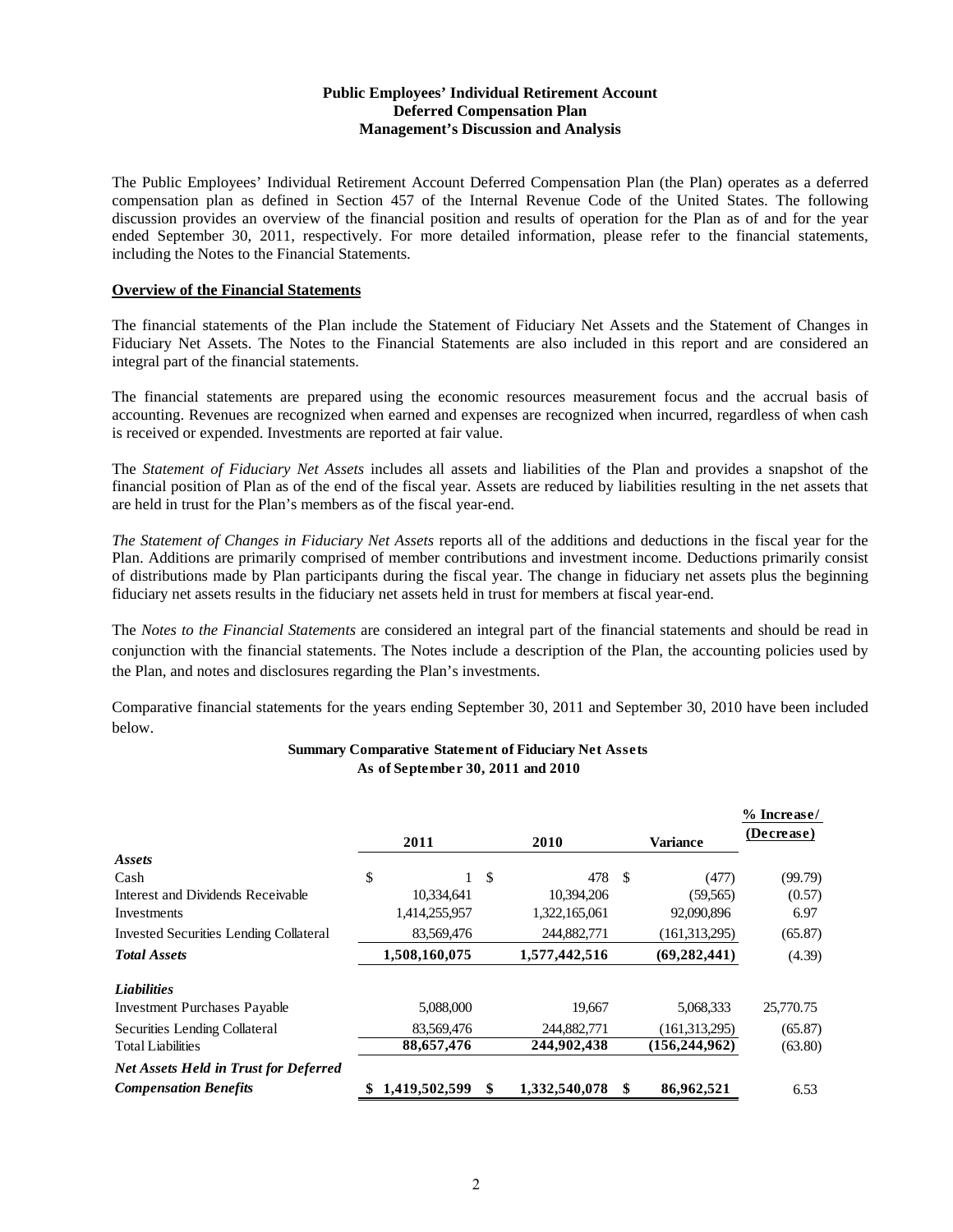**Public Employees' Individual Retirement Account**
**Deferred Compensation Plan**
**Management's Discussion and Analysis**

The Public Employees' Individual Retirement Account Deferred Compensation Plan (the Plan) operates as a deferred compensation plan as defined in Section 457 of the Internal Revenue Code of the United States. The following discussion provides an overview of the financial position and results of operation for the Plan as of and for the year ended September 30, 2011, respectively. For more detailed information, please refer to the financial statements, including the Notes to the Financial Statements.

**Overview of the Financial Statements**

The financial statements of the Plan include the Statement of Fiduciary Net Assets and the Statement of Changes in Fiduciary Net Assets. The Notes to the Financial Statements are also included in this report and are considered an integral part of the financial statements.

The financial statements are prepared using the economic resources measurement focus and the accrual basis of accounting. Revenues are recognized when earned and expenses are recognized when incurred, regardless of when cash is received or expended. Investments are reported at fair value.

The *Statement of Fiduciary Net Assets* includes all assets and liabilities of the Plan and provides a snapshot of the financial position of Plan as of the end of the fiscal year. Assets are reduced by liabilities resulting in the net assets that are held in trust for the Plan's members as of the fiscal year-end.

*The Statement of Changes in Fiduciary Net Assets* reports all of the additions and deductions in the fiscal year for the Plan. Additions are primarily comprised of member contributions and investment income. Deductions primarily consist of distributions made by Plan participants during the fiscal year. The change in fiduciary net assets plus the beginning fiduciary net assets results in the fiduciary net assets held in trust for members at fiscal year-end.

The *Notes to the Financial Statements* are considered an integral part of the financial statements and should be read in conjunction with the financial statements. The Notes include a description of the Plan, the accounting policies used by the Plan, and notes and disclosures regarding the Plan's investments.

Comparative financial statements for the years ending September 30, 2011 and September 30, 2010 have been included below.

**Summary Comparative Statement of Fiduciary Net Assets**
**As of September 30, 2011 and 2010**

| | 2011 | 2010 | Variance | % Increase/ (Decrease) |
|---|---|---|---|---|
| ***Assets*** | | | | |
| Cash | $ 1 | $ 478 | $ (477) | (99.79) |
| Interest and Dividends Receivable | 10,334,641 | 10,394,206 | (59,565) | (0.57) |
| Investments | 1,414,255,957 | 1,322,165,061 | 92,090,896 | 6.97 |
| Invested Securities Lending Collateral | 83,569,476 | 244,882,771 | (161,313,295) | (65.87) |
| ***Total Assets*** | **1,508,160,075** | **1,577,442,516** | **(69,282,441)** | (4.39) |
| ***Liabilities*** | | | | |
| Investment Purchases Payable | 5,088,000 | 19,667 | 5,068,333 | 25,770.75 |
| Securities Lending Collateral | 83,569,476 | 244,882,771 | (161,313,295) | (65.87) |
| Total Liabilities | **88,657,476** | **244,902,438** | **(156,244,962)** | (63.80) |
| ***Net Assets Held in Trust for Deferred Compensation Benefits*** | **$ 1,419,502,599** | **$ 1,332,540,078** | **$ 86,962,521** | 6.53 |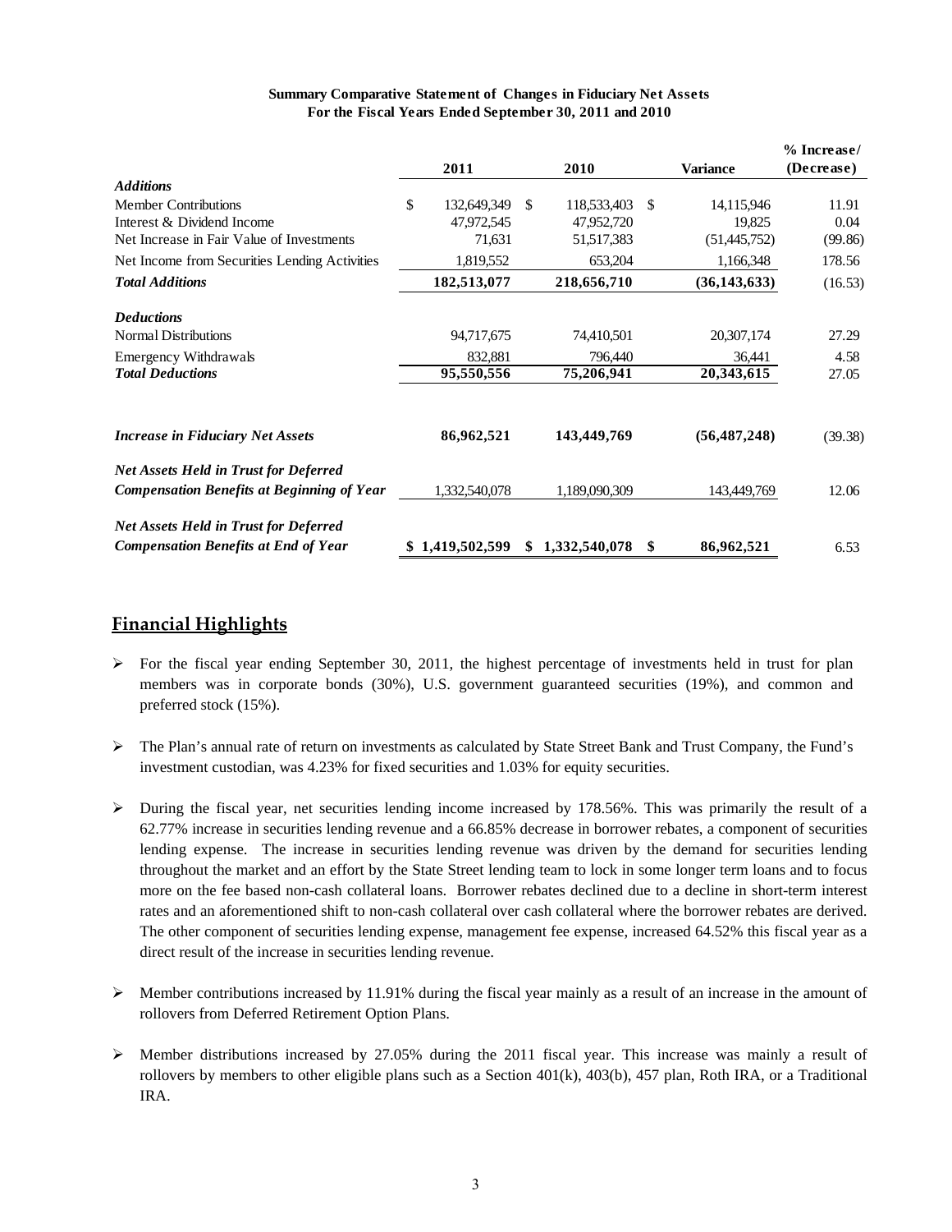**Summary Comparative Statement of Changes in Fiduciary Net Assets**
**For the Fiscal Years Ended September 30, 2011 and 2010**

| | 2011 | 2010 | Variance | % Increase/ (Decrease) |
|---|---|---|---|---|
| ***Additions*** | | | | |
| Member Contributions | $ 132,649,349 | $ 118,533,403 | $ 14,115,946 | 11.91 |
| Interest & Dividend Income | 47,972,545 | 47,952,720 | 19,825 | 0.04 |
| Net Increase in Fair Value of Investments | 71,631 | 51,517,383 | (51,445,752) | (99.86) |
| Net Income from Securities Lending Activities | 1,819,552 | 653,204 | 1,166,348 | 178.56 |
| ***Total Additions*** | **182,513,077** | **218,656,710** | **(36,143,633)** | (16.53) |
| ***Deductions*** | | | | |
| Normal Distributions | 94,717,675 | 74,410,501 | 20,307,174 | 27.29 |
| Emergency Withdrawals | 832,881 | 796,440 | 36,441 | 4.58 |
| ***Total Deductions*** | **95,550,556** | **75,206,941** | **20,343,615** | 27.05 |
| ***Increase in Fiduciary Net Assets*** | **86,962,521** | **143,449,769** | **(56,487,248)** | (39.38) |
| ***Net Assets Held in Trust for Deferred Compensation Benefits at Beginning of Year*** | 1,332,540,078 | 1,189,090,309 | 143,449,769 | 12.06 |
| ***Net Assets Held in Trust for Deferred Compensation Benefits at End of Year*** | **$ 1,419,502,599** | **$ 1,332,540,078** | **$ 86,962,521** | 6.53 |

## Financial Highlights

- For the fiscal year ending September 30, 2011, the highest percentage of investments held in trust for plan members was in corporate bonds (30%), U.S. government guaranteed securities (19%), and common and preferred stock (15%).

- The Plan's annual rate of return on investments as calculated by State Street Bank and Trust Company, the Fund's investment custodian, was 4.23% for fixed securities and 1.03% for equity securities.

- During the fiscal year, net securities lending income increased by 178.56%. This was primarily the result of a 62.77% increase in securities lending revenue and a 66.85% decrease in borrower rebates, a component of securities lending expense. The increase in securities lending revenue was driven by the demand for securities lending throughout the market and an effort by the State Street lending team to lock in some longer term loans and to focus more on the fee based non-cash collateral loans. Borrower rebates declined due to a decline in short-term interest rates and an aforementioned shift to non-cash collateral over cash collateral where the borrower rebates are derived. The other component of securities lending expense, management fee expense, increased 64.52% this fiscal year as a direct result of the increase in securities lending revenue.

- Member contributions increased by 11.91% during the fiscal year mainly as a result of an increase in the amount of rollovers from Deferred Retirement Option Plans.

- Member distributions increased by 27.05% during the 2011 fiscal year. This increase was mainly a result of rollovers by members to other eligible plans such as a Section 401(k), 403(b), 457 plan, Roth IRA, or a Traditional IRA.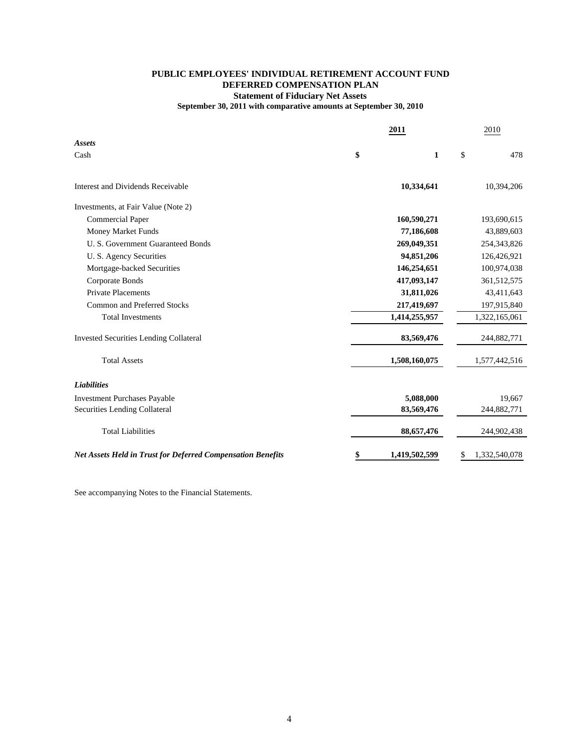**PUBLIC EMPLOYEES' INDIVIDUAL RETIREMENT ACCOUNT FUND**
**DEFERRED COMPENSATION PLAN**
**Statement of Fiduciary Net Assets**
**September 30, 2011 with comparative amounts at September 30, 2010**

| | 2011 | 2010 |
|---|---|---|
| ***Assets*** | | |
| Cash | **$ 1** | $ 478 |
| Interest and Dividends Receivable | **10,334,641** | 10,394,206 |
| Investments, at Fair Value (Note 2) | | |
| Commercial Paper | **160,590,271** | 193,690,615 |
| Money Market Funds | **77,186,608** | 43,889,603 |
| U. S. Government Guaranteed Bonds | **269,049,351** | 254,343,826 |
| U. S. Agency Securities | **94,851,206** | 126,426,921 |
| Mortgage-backed Securities | **146,254,651** | 100,974,038 |
| Corporate Bonds | **417,093,147** | 361,512,575 |
| Private Placements | **31,811,026** | 43,411,643 |
| Common and Preferred Stocks | **217,419,697** | 197,915,840 |
| Total Investments | **1,414,255,957** | 1,322,165,061 |
| Invested Securities Lending Collateral | **83,569,476** | 244,882,771 |
| Total Assets | **1,508,160,075** | 1,577,442,516 |
| ***Liabilities*** | | |
| Investment Purchases Payable | **5,088,000** | 19,667 |
| Securities Lending Collateral | **83,569,476** | 244,882,771 |
| Total Liabilities | **88,657,476** | 244,902,438 |
| ***Net Assets Held in Trust for Deferred Compensation Benefits*** | **$ 1,419,502,599** | $ 1,332,540,078 |

See accompanying Notes to the Financial Statements.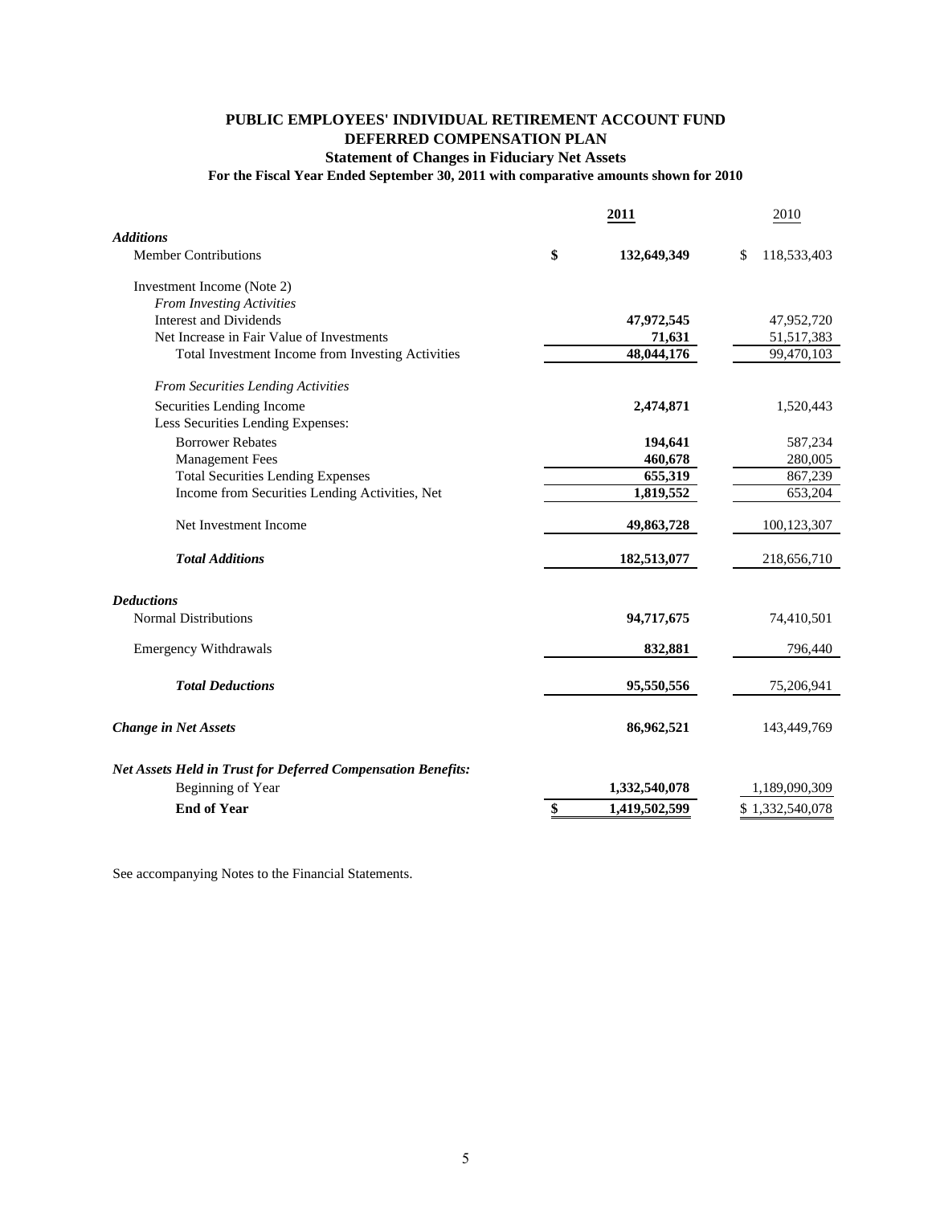# PUBLIC EMPLOYEES' INDIVIDUAL RETIREMENT ACCOUNT FUND
## DEFERRED COMPENSATION PLAN
### Statement of Changes in Fiduciary Net Assets
**For the Fiscal Year Ended September 30, 2011 with comparative amounts shown for 2010**

| | **2011** | 2010 |
|---|---|---|
| ***Additions*** | | |
| Member Contributions | **$ 132,649,349** | $ 118,533,403 |
| Investment Income (Note 2) | | |
| *From Investing Activities* | | |
| Interest and Dividends | **47,972,545** | 47,952,720 |
| Net Increase in Fair Value of Investments | **71,631** | 51,517,383 |
| Total Investment Income from Investing Activities | **48,044,176** | 99,470,103 |
| *From Securities Lending Activities* | | |
| Securities Lending Income | **2,474,871** | 1,520,443 |
| Less Securities Lending Expenses: | | |
| Borrower Rebates | **194,641** | 587,234 |
| Management Fees | **460,678** | 280,005 |
| Total Securities Lending Expenses | **655,319** | 867,239 |
| Income from Securities Lending Activities, Net | **1,819,552** | 653,204 |
| Net Investment Income | **49,863,728** | 100,123,307 |
| ***Total Additions*** | **182,513,077** | 218,656,710 |
| ***Deductions*** | | |
| Normal Distributions | **94,717,675** | 74,410,501 |
| Emergency Withdrawals | **832,881** | 796,440 |
| ***Total Deductions*** | **95,550,556** | 75,206,941 |
| ***Change in Net Assets*** | **86,962,521** | 143,449,769 |
| ***Net Assets Held in Trust for Deferred Compensation Benefits:*** | | |
| Beginning of Year | **1,332,540,078** | 1,189,090,309 |
| **End of Year** | **$ 1,419,502,599** | $ 1,332,540,078 |

See accompanying Notes to the Financial Statements.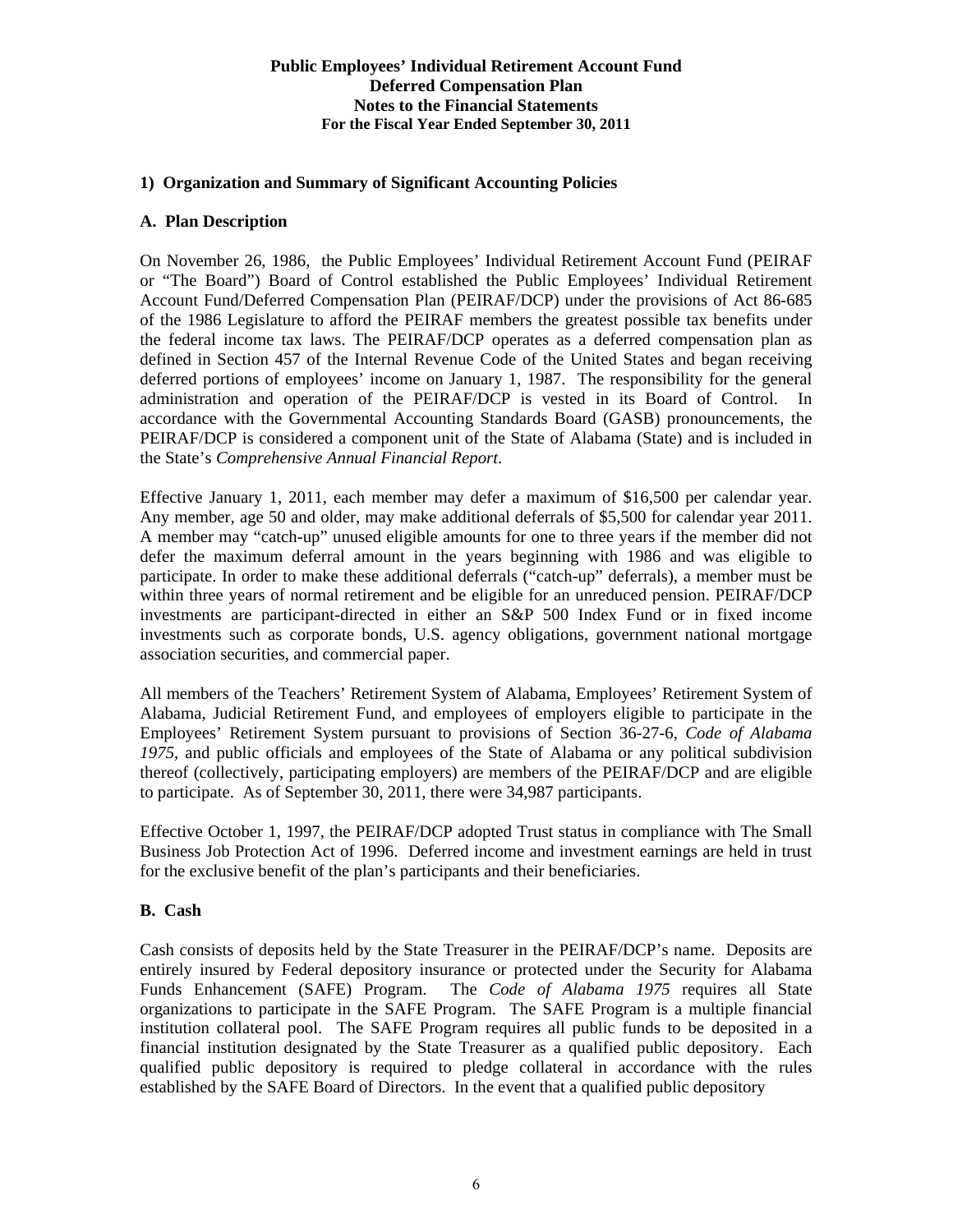**Public Employees' Individual Retirement Account Fund**
**Deferred Compensation Plan**
**Notes to the Financial Statements**
**For the Fiscal Year Ended September 30, 2011**

## 1) Organization and Summary of Significant Accounting Policies

### A. Plan Description

On November 26, 1986, the Public Employees' Individual Retirement Account Fund (PEIRAF or "The Board") Board of Control established the Public Employees' Individual Retirement Account Fund/Deferred Compensation Plan (PEIRAF/DCP) under the provisions of Act 86-685 of the 1986 Legislature to afford the PEIRAF members the greatest possible tax benefits under the federal income tax laws. The PEIRAF/DCP operates as a deferred compensation plan as defined in Section 457 of the Internal Revenue Code of the United States and began receiving deferred portions of employees' income on January 1, 1987. The responsibility for the general administration and operation of the PEIRAF/DCP is vested in its Board of Control. In accordance with the Governmental Accounting Standards Board (GASB) pronouncements, the PEIRAF/DCP is considered a component unit of the State of Alabama (State) and is included in the State's *Comprehensive Annual Financial Report*.

Effective January 1, 2011, each member may defer a maximum of $16,500 per calendar year. Any member, age 50 and older, may make additional deferrals of $5,500 for calendar year 2011. A member may "catch-up" unused eligible amounts for one to three years if the member did not defer the maximum deferral amount in the years beginning with 1986 and was eligible to participate. In order to make these additional deferrals ("catch-up" deferrals), a member must be within three years of normal retirement and be eligible for an unreduced pension. PEIRAF/DCP investments are participant-directed in either an S&P 500 Index Fund or in fixed income investments such as corporate bonds, U.S. agency obligations, government national mortgage association securities, and commercial paper.

All members of the Teachers' Retirement System of Alabama, Employees' Retirement System of Alabama, Judicial Retirement Fund, and employees of employers eligible to participate in the Employees' Retirement System pursuant to provisions of Section 36-27-6, *Code of Alabama 1975*, and public officials and employees of the State of Alabama or any political subdivision thereof (collectively, participating employers) are members of the PEIRAF/DCP and are eligible to participate. As of September 30, 2011, there were 34,987 participants.

Effective October 1, 1997, the PEIRAF/DCP adopted Trust status in compliance with The Small Business Job Protection Act of 1996. Deferred income and investment earnings are held in trust for the exclusive benefit of the plan's participants and their beneficiaries.

### B. Cash

Cash consists of deposits held by the State Treasurer in the PEIRAF/DCP's name. Deposits are entirely insured by Federal depository insurance or protected under the Security for Alabama Funds Enhancement (SAFE) Program. The *Code of Alabama 1975* requires all State organizations to participate in the SAFE Program. The SAFE Program is a multiple financial institution collateral pool. The SAFE Program requires all public funds to be deposited in a financial institution designated by the State Treasurer as a qualified public depository. Each qualified public depository is required to pledge collateral in accordance with the rules established by the SAFE Board of Directors. In the event that a qualified public depository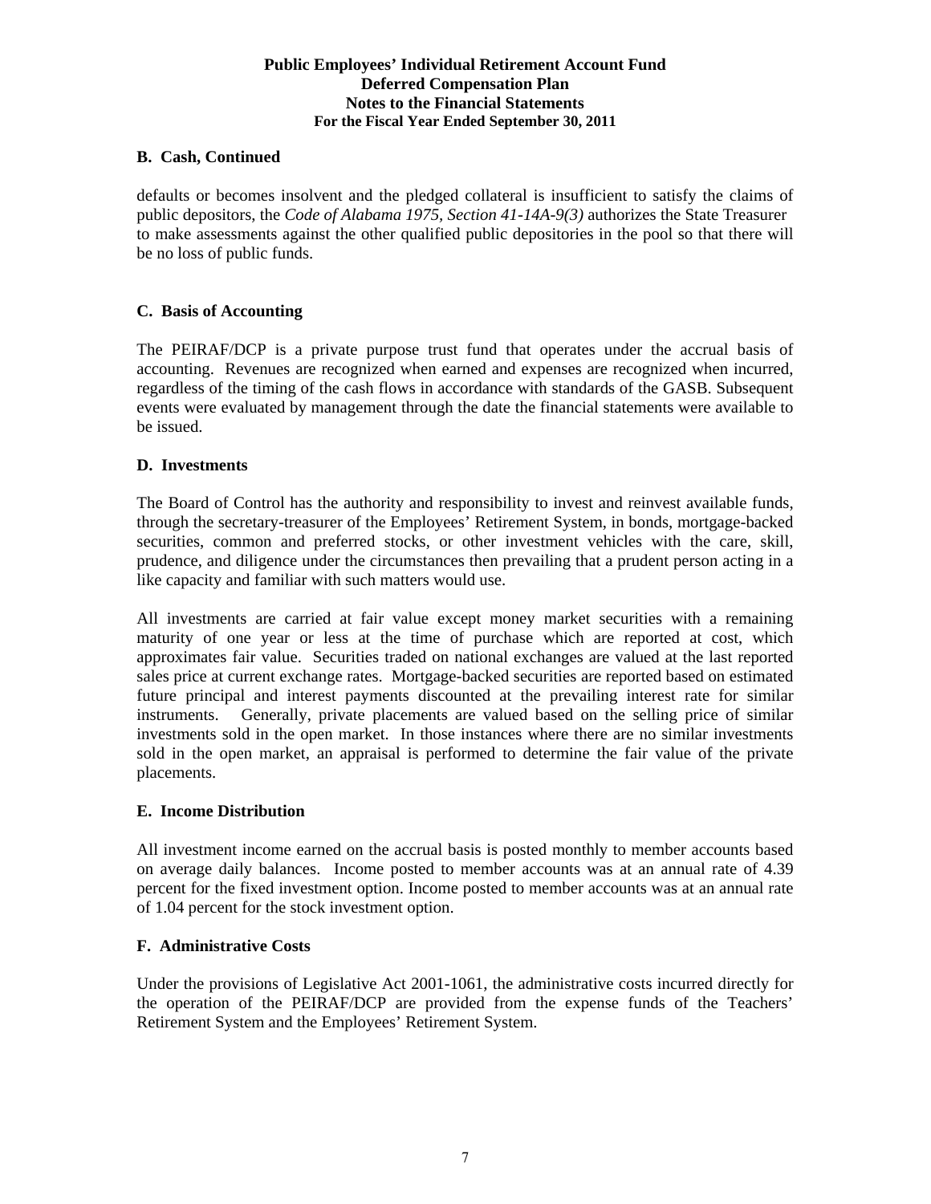### B. Cash, Continued

defaults or becomes insolvent and the pledged collateral is insufficient to satisfy the claims of public depositors, the *Code of Alabama 1975, Section 41-14A-9(3)* authorizes the State Treasurer to make assessments against the other qualified public depositories in the pool so that there will be no loss of public funds.

### C. Basis of Accounting

The PEIRAF/DCP is a private purpose trust fund that operates under the accrual basis of accounting. Revenues are recognized when earned and expenses are recognized when incurred, regardless of the timing of the cash flows in accordance with standards of the GASB. Subsequent events were evaluated by management through the date the financial statements were available to be issued.

### D. Investments

The Board of Control has the authority and responsibility to invest and reinvest available funds, through the secretary-treasurer of the Employees' Retirement System, in bonds, mortgage-backed securities, common and preferred stocks, or other investment vehicles with the care, skill, prudence, and diligence under the circumstances then prevailing that a prudent person acting in a like capacity and familiar with such matters would use.

All investments are carried at fair value except money market securities with a remaining maturity of one year or less at the time of purchase which are reported at cost, which approximates fair value. Securities traded on national exchanges are valued at the last reported sales price at current exchange rates. Mortgage-backed securities are reported based on estimated future principal and interest payments discounted at the prevailing interest rate for similar instruments. Generally, private placements are valued based on the selling price of similar investments sold in the open market. In those instances where there are no similar investments sold in the open market, an appraisal is performed to determine the fair value of the private placements.

### E. Income Distribution

All investment income earned on the accrual basis is posted monthly to member accounts based on average daily balances. Income posted to member accounts was at an annual rate of 4.39 percent for the fixed investment option. Income posted to member accounts was at an annual rate of 1.04 percent for the stock investment option.

### F. Administrative Costs

Under the provisions of Legislative Act 2001-1061, the administrative costs incurred directly for the operation of the PEIRAF/DCP are provided from the expense funds of the Teachers' Retirement System and the Employees' Retirement System.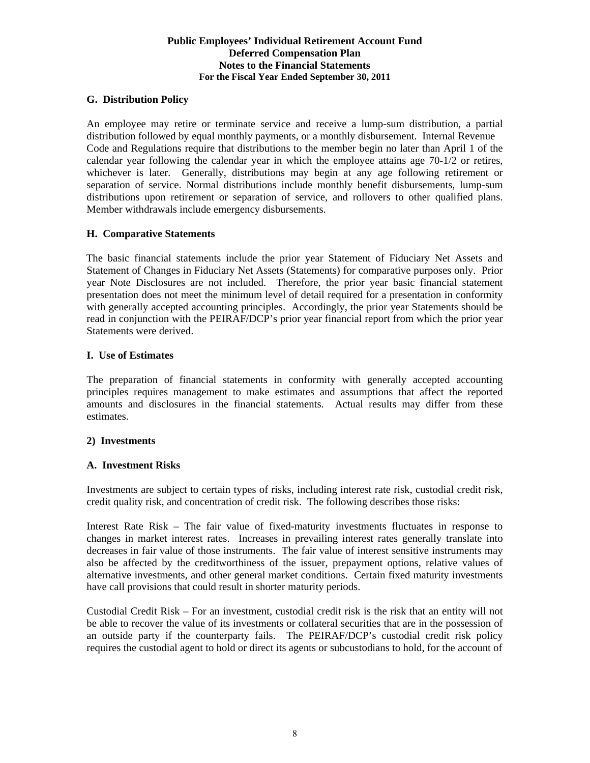### G. Distribution Policy

An employee may retire or terminate service and receive a lump-sum distribution, a partial distribution followed by equal monthly payments, or a monthly disbursement. Internal Revenue Code and Regulations require that distributions to the member begin no later than April 1 of the calendar year following the calendar year in which the employee attains age 70-1/2 or retires, whichever is later. Generally, distributions may begin at any age following retirement or separation of service. Normal distributions include monthly benefit disbursements, lump-sum distributions upon retirement or separation of service, and rollovers to other qualified plans. Member withdrawals include emergency disbursements.

### H. Comparative Statements

The basic financial statements include the prior year Statement of Fiduciary Net Assets and Statement of Changes in Fiduciary Net Assets (Statements) for comparative purposes only. Prior year Note Disclosures are not included. Therefore, the prior year basic financial statement presentation does not meet the minimum level of detail required for a presentation in conformity with generally accepted accounting principles. Accordingly, the prior year Statements should be read in conjunction with the PEIRAF/DCP's prior year financial report from which the prior year Statements were derived.

### I. Use of Estimates

The preparation of financial statements in conformity with generally accepted accounting principles requires management to make estimates and assumptions that affect the reported amounts and disclosures in the financial statements. Actual results may differ from these estimates.

## 2) Investments

### A. Investment Risks

Investments are subject to certain types of risks, including interest rate risk, custodial credit risk, credit quality risk, and concentration of credit risk. The following describes those risks:

Interest Rate Risk – The fair value of fixed-maturity investments fluctuates in response to changes in market interest rates. Increases in prevailing interest rates generally translate into decreases in fair value of those instruments. The fair value of interest sensitive instruments may also be affected by the creditworthiness of the issuer, prepayment options, relative values of alternative investments, and other general market conditions. Certain fixed maturity investments have call provisions that could result in shorter maturity periods.

Custodial Credit Risk – For an investment, custodial credit risk is the risk that an entity will not be able to recover the value of its investments or collateral securities that are in the possession of an outside party if the counterparty fails. The PEIRAF/DCP's custodial credit risk policy requires the custodial agent to hold or direct its agents or subcustodians to hold, for the account of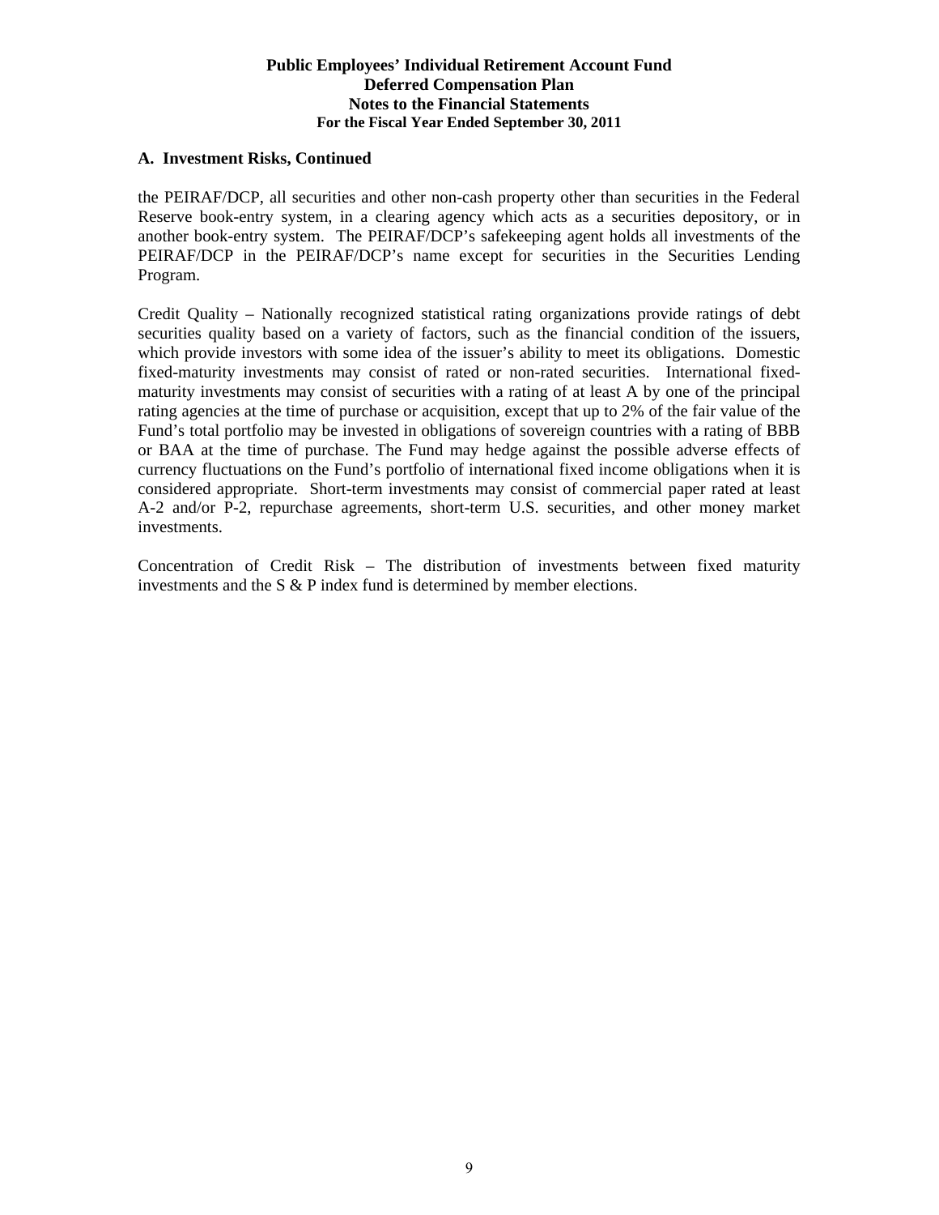## A. Investment Risks, Continued

the PEIRAF/DCP, all securities and other non-cash property other than securities in the Federal Reserve book-entry system, in a clearing agency which acts as a securities depository, or in another book-entry system. The PEIRAF/DCP's safekeeping agent holds all investments of the PEIRAF/DCP in the PEIRAF/DCP's name except for securities in the Securities Lending Program.

Credit Quality – Nationally recognized statistical rating organizations provide ratings of debt securities quality based on a variety of factors, such as the financial condition of the issuers, which provide investors with some idea of the issuer's ability to meet its obligations. Domestic fixed-maturity investments may consist of rated or non-rated securities. International fixed-maturity investments may consist of securities with a rating of at least A by one of the principal rating agencies at the time of purchase or acquisition, except that up to 2% of the fair value of the Fund's total portfolio may be invested in obligations of sovereign countries with a rating of BBB or BAA at the time of purchase. The Fund may hedge against the possible adverse effects of currency fluctuations on the Fund's portfolio of international fixed income obligations when it is considered appropriate. Short-term investments may consist of commercial paper rated at least A-2 and/or P-2, repurchase agreements, short-term U.S. securities, and other money market investments.

Concentration of Credit Risk – The distribution of investments between fixed maturity investments and the S & P index fund is determined by member elections.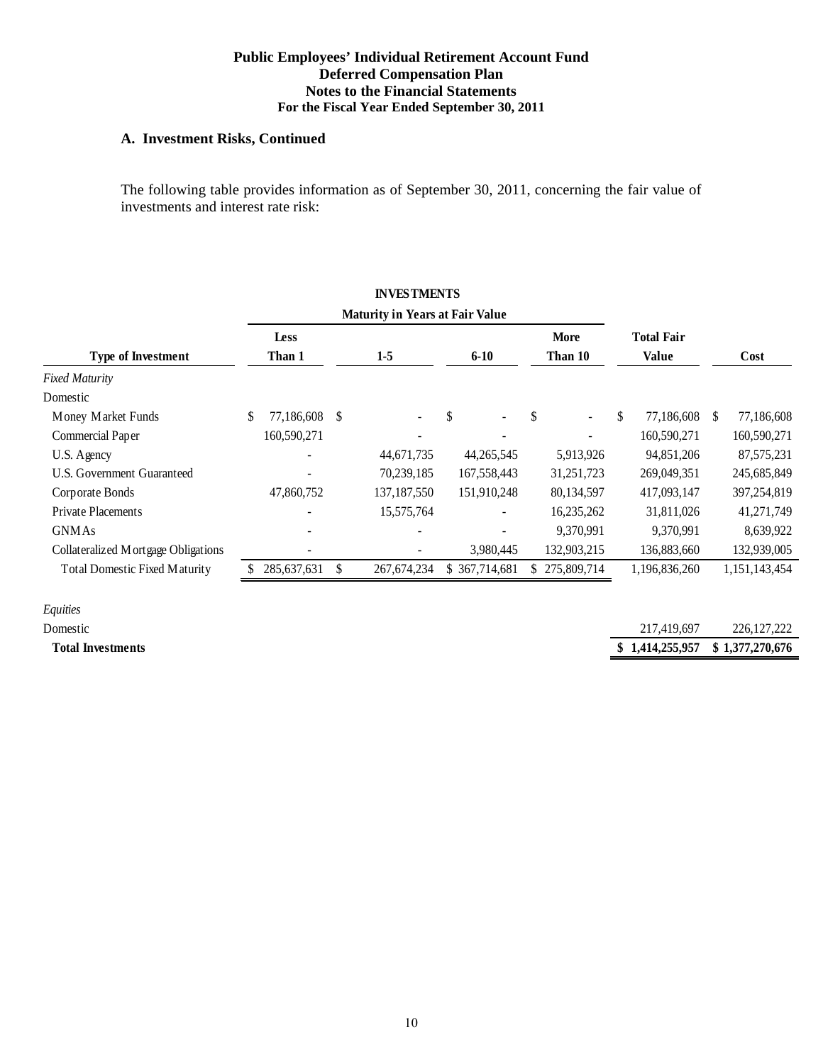**Public Employees' Individual Retirement Account Fund**
**Deferred Compensation Plan**
**Notes to the Financial Statements**
**For the Fiscal Year Ended September 30, 2011**

## A. Investment Risks, Continued

The following table provides information as of September 30, 2011, concerning the fair value of investments and interest rate risk:

**INVESTMENTS**

| | Maturity in Years at Fair Value | | | | | |
|---|---|---|---|---|---|---|
| **Type of Investment** | **Less Than 1** | **1-5** | **6-10** | **More Than 10** | **Total Fair Value** | **Cost** |
| *Fixed Maturity* | | | | | | |
| Domestic | | | | | | |
| Money Market Funds | $ 77,186,608 | $ - | $ - | $ - | $ 77,186,608 | $ 77,186,608 |
| Commercial Paper | 160,590,271 | - | - | - | 160,590,271 | 160,590,271 |
| U.S. Agency | - | 44,671,735 | 44,265,545 | 5,913,926 | 94,851,206 | 87,575,231 |
| U.S. Government Guaranteed | - | 70,239,185 | 167,558,443 | 31,251,723 | 269,049,351 | 245,685,849 |
| Corporate Bonds | 47,860,752 | 137,187,550 | 151,910,248 | 80,134,597 | 417,093,147 | 397,254,819 |
| Private Placements | - | 15,575,764 | - | 16,235,262 | 31,811,026 | 41,271,749 |
| GNMAs | - | - | - | 9,370,991 | 9,370,991 | 8,639,922 |
| Collateralized Mortgage Obligations | - | - | 3,980,445 | 132,903,215 | 136,883,660 | 132,939,005 |
| Total Domestic Fixed Maturity | $ 285,637,631 | $ 267,674,234 | $ 367,714,681 | $ 275,809,714 | 1,196,836,260 | 1,151,143,454 |
| *Equities* | | | | | | |
| Domestic | | | | | 217,419,697 | 226,127,222 |
| **Total Investments** | | | | | **$ 1,414,255,957** | **$ 1,377,270,676** |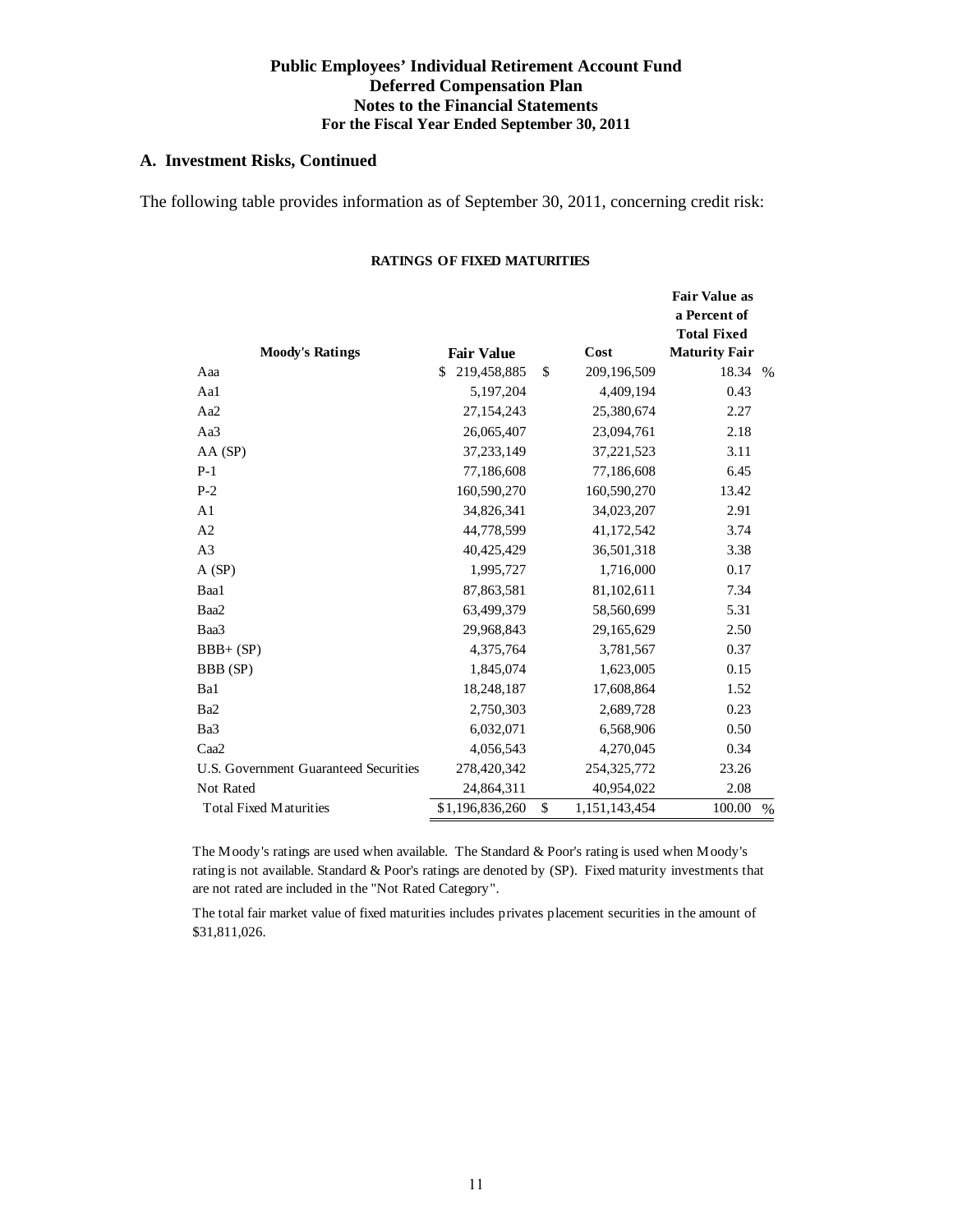## Public Employees' Individual Retirement Account Fund
## Deferred Compensation Plan
## Notes to the Financial Statements
## For the Fiscal Year Ended September 30, 2011

### A. Investment Risks, Continued

The following table provides information as of September 30, 2011, concerning credit risk:

**RATINGS OF FIXED MATURITIES**

| Moody's Ratings | Fair Value | Cost | Fair Value as a Percent of Total Fixed Maturity Fair |
|---|---|---|---|
| Aaa | $ 219,458,885 | $ 209,196,509 | 18.34 % |
| Aa1 | 5,197,204 | 4,409,194 | 0.43 |
| Aa2 | 27,154,243 | 25,380,674 | 2.27 |
| Aa3 | 26,065,407 | 23,094,761 | 2.18 |
| AA (SP) | 37,233,149 | 37,221,523 | 3.11 |
| P-1 | 77,186,608 | 77,186,608 | 6.45 |
| P-2 | 160,590,270 | 160,590,270 | 13.42 |
| A1 | 34,826,341 | 34,023,207 | 2.91 |
| A2 | 44,778,599 | 41,172,542 | 3.74 |
| A3 | 40,425,429 | 36,501,318 | 3.38 |
| A (SP) | 1,995,727 | 1,716,000 | 0.17 |
| Baa1 | 87,863,581 | 81,102,611 | 7.34 |
| Baa2 | 63,499,379 | 58,560,699 | 5.31 |
| Baa3 | 29,968,843 | 29,165,629 | 2.50 |
| BBB+ (SP) | 4,375,764 | 3,781,567 | 0.37 |
| BBB (SP) | 1,845,074 | 1,623,005 | 0.15 |
| Ba1 | 18,248,187 | 17,608,864 | 1.52 |
| Ba2 | 2,750,303 | 2,689,728 | 0.23 |
| Ba3 | 6,032,071 | 6,568,906 | 0.50 |
| Caa2 | 4,056,543 | 4,270,045 | 0.34 |
| U.S. Government Guaranteed Securities | 278,420,342 | 254,325,772 | 23.26 |
| Not Rated | 24,864,311 | 40,954,022 | 2.08 |
| Total Fixed Maturities | $1,196,836,260 | $ 1,151,143,454 | 100.00 % |

The Moody's ratings are used when available. The Standard & Poor's rating is used when Moody's rating is not available. Standard & Poor's ratings are denoted by (SP). Fixed maturity investments that are not rated are included in the "Not Rated Category".

The total fair market value of fixed maturities includes privates placement securities in the amount of $31,811,026.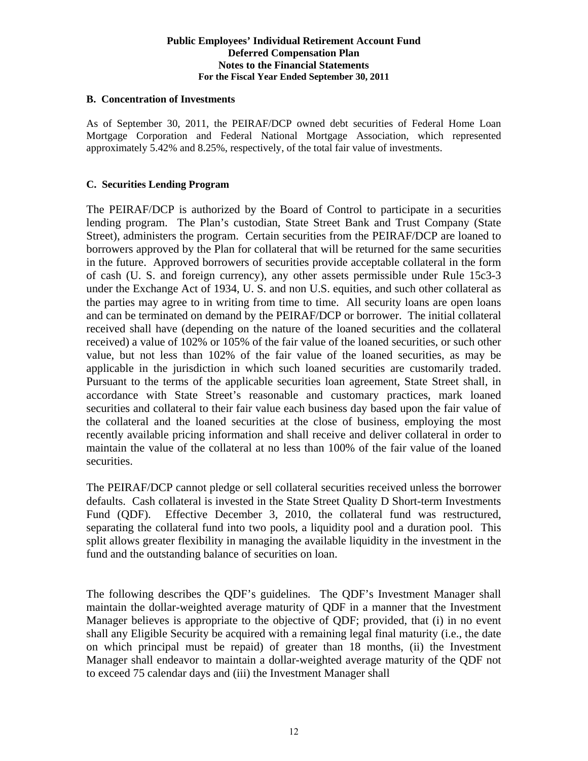### B. Concentration of Investments

As of September 30, 2011, the PEIRAF/DCP owned debt securities of Federal Home Loan Mortgage Corporation and Federal National Mortgage Association, which represented approximately 5.42% and 8.25%, respectively, of the total fair value of investments.

### C. Securities Lending Program

The PEIRAF/DCP is authorized by the Board of Control to participate in a securities lending program. The Plan's custodian, State Street Bank and Trust Company (State Street), administers the program. Certain securities from the PEIRAF/DCP are loaned to borrowers approved by the Plan for collateral that will be returned for the same securities in the future. Approved borrowers of securities provide acceptable collateral in the form of cash (U. S. and foreign currency), any other assets permissible under Rule 15c3-3 under the Exchange Act of 1934, U. S. and non U.S. equities, and such other collateral as the parties may agree to in writing from time to time. All security loans are open loans and can be terminated on demand by the PEIRAF/DCP or borrower. The initial collateral received shall have (depending on the nature of the loaned securities and the collateral received) a value of 102% or 105% of the fair value of the loaned securities, or such other value, but not less than 102% of the fair value of the loaned securities, as may be applicable in the jurisdiction in which such loaned securities are customarily traded. Pursuant to the terms of the applicable securities loan agreement, State Street shall, in accordance with State Street's reasonable and customary practices, mark loaned securities and collateral to their fair value each business day based upon the fair value of the collateral and the loaned securities at the close of business, employing the most recently available pricing information and shall receive and deliver collateral in order to maintain the value of the collateral at no less than 100% of the fair value of the loaned securities.

The PEIRAF/DCP cannot pledge or sell collateral securities received unless the borrower defaults. Cash collateral is invested in the State Street Quality D Short-term Investments Fund (QDF). Effective December 3, 2010, the collateral fund was restructured, separating the collateral fund into two pools, a liquidity pool and a duration pool. This split allows greater flexibility in managing the available liquidity in the investment in the fund and the outstanding balance of securities on loan.

The following describes the QDF's guidelines. The QDF's Investment Manager shall maintain the dollar-weighted average maturity of QDF in a manner that the Investment Manager believes is appropriate to the objective of QDF; provided, that (i) in no event shall any Eligible Security be acquired with a remaining legal final maturity (i.e., the date on which principal must be repaid) of greater than 18 months, (ii) the Investment Manager shall endeavor to maintain a dollar-weighted average maturity of the QDF not to exceed 75 calendar days and (iii) the Investment Manager shall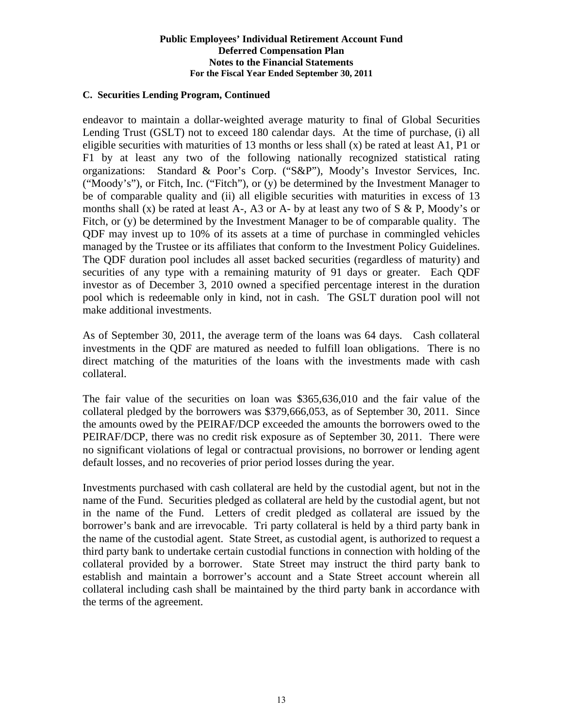**C. Securities Lending Program, Continued**

endeavor to maintain a dollar-weighted average maturity to final of Global Securities Lending Trust (GSLT) not to exceed 180 calendar days. At the time of purchase, (i) all eligible securities with maturities of 13 months or less shall (x) be rated at least A1, P1 or F1 by at least any two of the following nationally recognized statistical rating organizations: Standard & Poor's Corp. ("S&P"), Moody's Investor Services, Inc. ("Moody's"), or Fitch, Inc. ("Fitch"), or (y) be determined by the Investment Manager to be of comparable quality and (ii) all eligible securities with maturities in excess of 13 months shall (x) be rated at least A-, A3 or A- by at least any two of S & P, Moody's or Fitch, or (y) be determined by the Investment Manager to be of comparable quality. The QDF may invest up to 10% of its assets at a time of purchase in commingled vehicles managed by the Trustee or its affiliates that conform to the Investment Policy Guidelines. The QDF duration pool includes all asset backed securities (regardless of maturity) and securities of any type with a remaining maturity of 91 days or greater. Each QDF investor as of December 3, 2010 owned a specified percentage interest in the duration pool which is redeemable only in kind, not in cash. The GSLT duration pool will not make additional investments.

As of September 30, 2011, the average term of the loans was 64 days. Cash collateral investments in the QDF are matured as needed to fulfill loan obligations. There is no direct matching of the maturities of the loans with the investments made with cash collateral.

The fair value of the securities on loan was $365,636,010 and the fair value of the collateral pledged by the borrowers was $379,666,053, as of September 30, 2011. Since the amounts owed by the PEIRAF/DCP exceeded the amounts the borrowers owed to the PEIRAF/DCP, there was no credit risk exposure as of September 30, 2011. There were no significant violations of legal or contractual provisions, no borrower or lending agent default losses, and no recoveries of prior period losses during the year.

Investments purchased with cash collateral are held by the custodial agent, but not in the name of the Fund. Securities pledged as collateral are held by the custodial agent, but not in the name of the Fund. Letters of credit pledged as collateral are issued by the borrower's bank and are irrevocable. Tri party collateral is held by a third party bank in the name of the custodial agent. State Street, as custodial agent, is authorized to request a third party bank to undertake certain custodial functions in connection with holding of the collateral provided by a borrower. State Street may instruct the third party bank to establish and maintain a borrower's account and a State Street account wherein all collateral including cash shall be maintained by the third party bank in accordance with the terms of the agreement.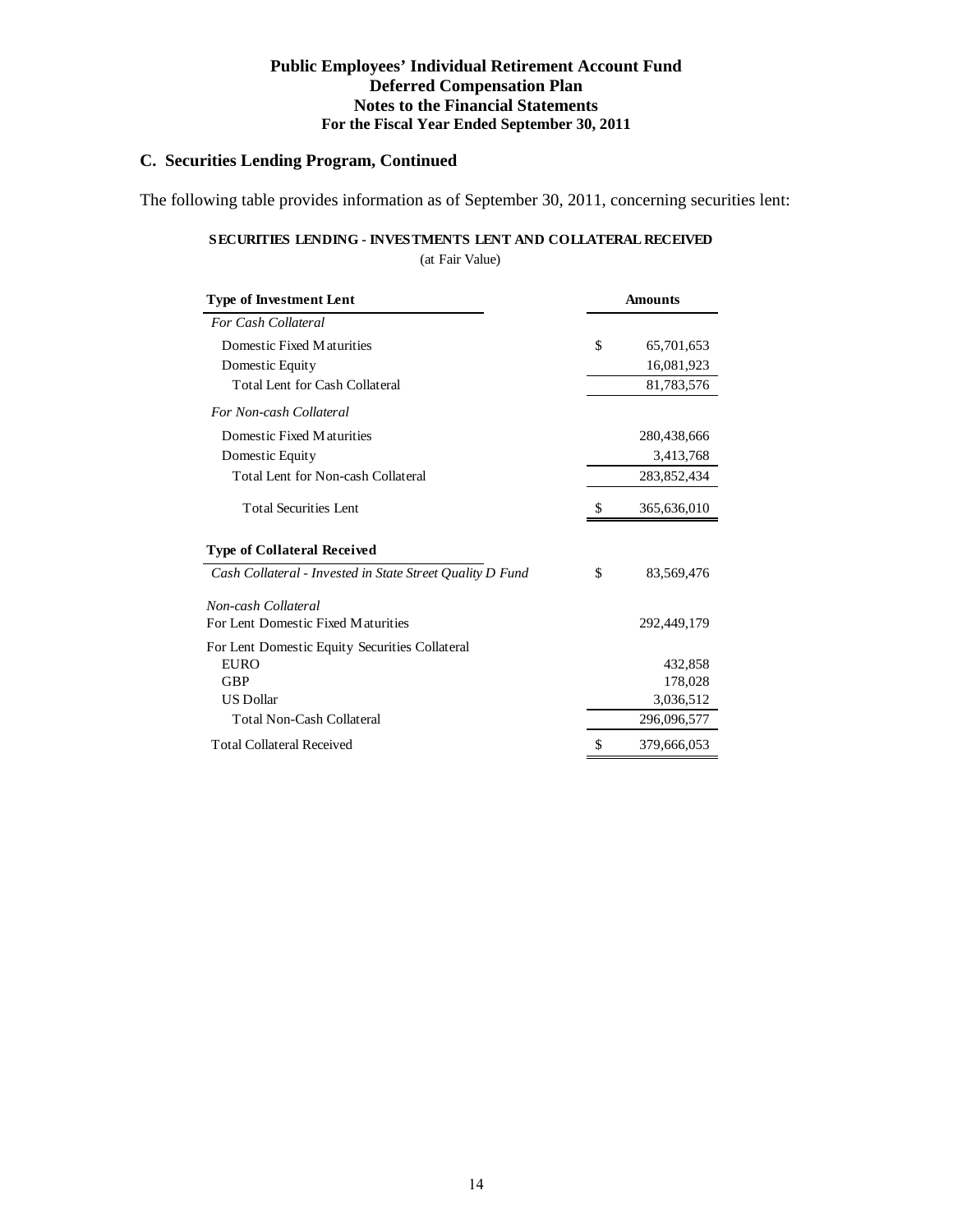**Public Employees' Individual Retirement Account Fund**
**Deferred Compensation Plan**
**Notes to the Financial Statements**
**For the Fiscal Year Ended September 30, 2011**

## C. Securities Lending Program, Continued

The following table provides information as of September 30, 2011, concerning securities lent:

**SECURITIES LENDING - INVESTMENTS LENT AND COLLATERAL RECEIVED**
(at Fair Value)

| Type of Investment Lent | | Amounts |
|---|---|---|
| *For Cash Collateral* | | |
| Domestic Fixed Maturities | $ | 65,701,653 |
| Domestic Equity | | 16,081,923 |
| Total Lent for Cash Collateral | | 81,783,576 |
| *For Non-cash Collateral* | | |
| Domestic Fixed Maturities | | 280,438,666 |
| Domestic Equity | | 3,413,768 |
| Total Lent for Non-cash Collateral | | 283,852,434 |
| Total Securities Lent | $ | 365,636,010 |
| **Type of Collateral Received** | | |
| *Cash Collateral - Invested in State Street Quality D Fund* | $ | 83,569,476 |
| *Non-cash Collateral* | | |
| For Lent Domestic Fixed Maturities | | 292,449,179 |
| For Lent Domestic Equity Securities Collateral | | |
| EURO | | 432,858 |
| GBP | | 178,028 |
| US Dollar | | 3,036,512 |
| Total Non-Cash Collateral | | 296,096,577 |
| Total Collateral Received | $ | 379,666,053 |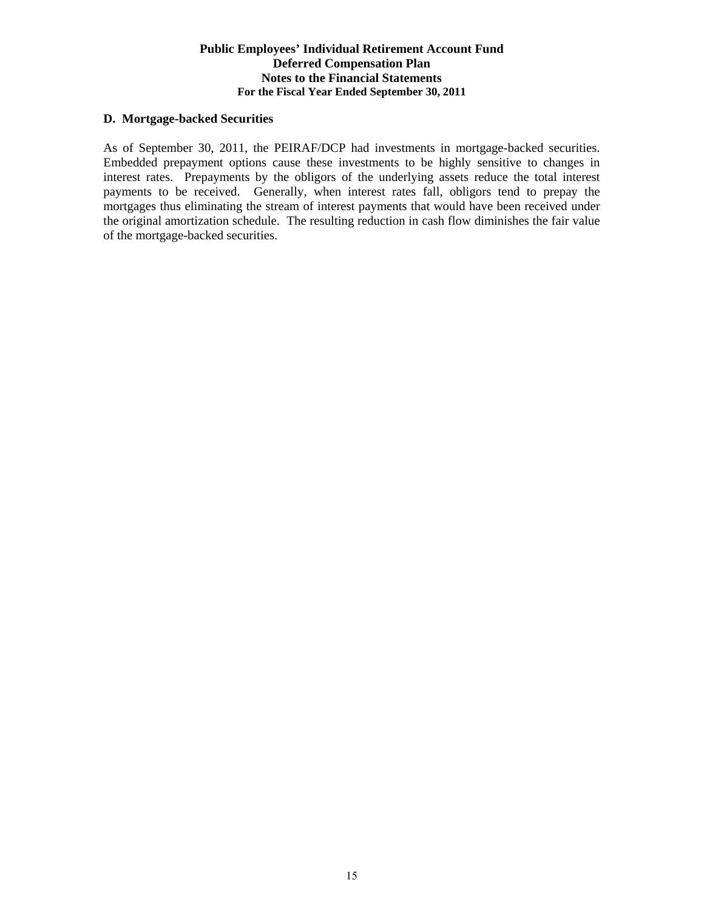### D. Mortgage-backed Securities

As of September 30, 2011, the PEIRAF/DCP had investments in mortgage-backed securities. Embedded prepayment options cause these investments to be highly sensitive to changes in interest rates. Prepayments by the obligors of the underlying assets reduce the total interest payments to be received. Generally, when interest rates fall, obligors tend to prepay the mortgages thus eliminating the stream of interest payments that would have been received under the original amortization schedule. The resulting reduction in cash flow diminishes the fair value of the mortgage-backed securities.